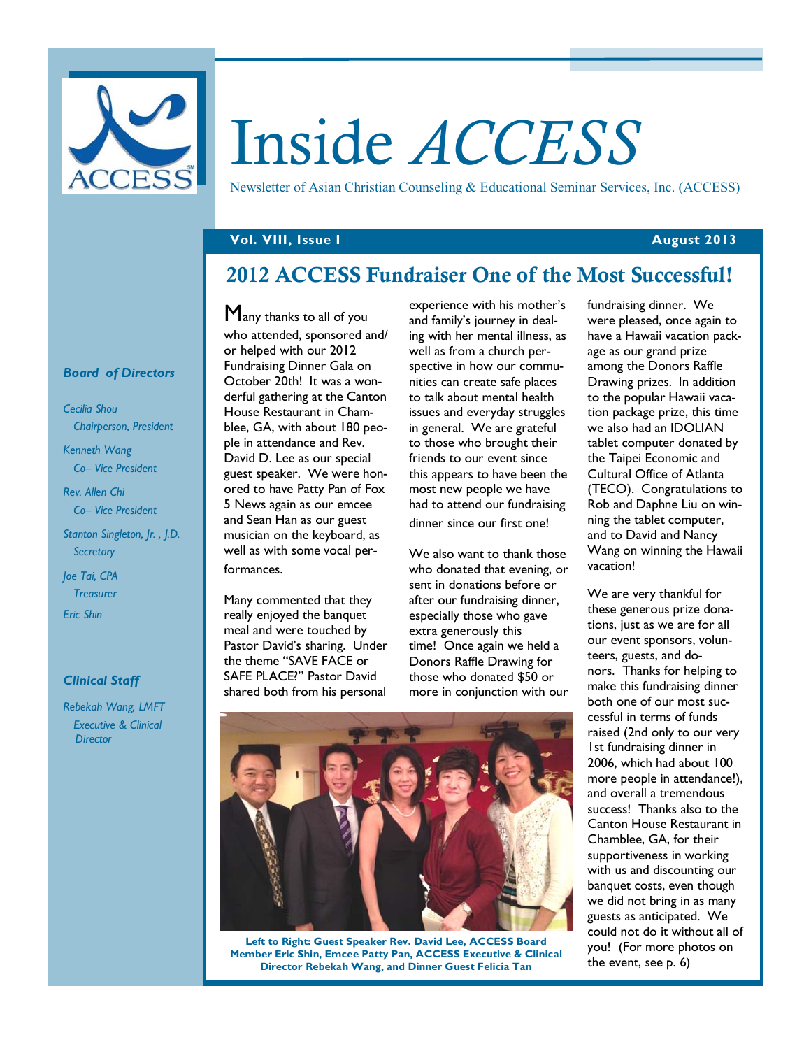# Inside *ACCESS*

Newsletter of Asian Christian Counseling & Educational Seminar Services, Inc. (ACCESS)

**Vol. VIII, Issue I** **August 2013**

### *Board of Directors*

*Cecilia Shou*
*Chairperson, President*

*Kenneth Wang*
*Co– Vice President*

*Rev. Allen Chi*
*Co– Vice President*

*Stanton Singleton, Jr. , J.D.*
*Secretary*

*Joe Tai, CPA*
*Treasurer*

*Eric Shin*

### *Clinical Staff*

*Rebekah Wang, LMFT*
*Executive & Clinical Director*

## 2012 ACCESS Fundraiser One of the Most Successful!

Many thanks to all of you who attended, sponsored and/or helped with our 2012 Fundraising Dinner Gala on October 20th! It was a wonderful gathering at the Canton House Restaurant in Chamblee, GA, with about 180 people in attendance and Rev. David D. Lee as our special guest speaker. We were honored to have Patty Pan of Fox 5 News again as our emcee and Sean Han as our guest musician on the keyboard, as well as with some vocal performances.

Many commented that they really enjoyed the banquet meal and were touched by Pastor David's sharing. Under the theme "SAVE FACE or SAFE PLACE?" Pastor David shared both from his personal experience with his mother's and family's journey in dealing with her mental illness, as well as from a church perspective in how our communities can create safe places to talk about mental health issues and everyday struggles in general. We are grateful to those who brought their friends to our event since this appears to have been the most new people we have had to attend our fundraising dinner since our first one!

We also want to thank those who donated that evening, or sent in donations before or after our fundraising dinner, especially those who gave extra generously this time! Once again we held a Donors Raffle Drawing for those who donated $50 or more in conjunction with our fundraising dinner. We were pleased, once again to have a Hawaii vacation package as our grand prize among the Donors Raffle Drawing prizes. In addition to the popular Hawaii vacation package prize, this time we also had an IDOLIAN tablet computer donated by the Taipei Economic and Cultural Office of Atlanta (TECO). Congratulations to Rob and Daphne Liu on winning the tablet computer, and to David and Nancy Wang on winning the Hawaii vacation!

We are very thankful for these generous prize donations, just as we are for all our event sponsors, volunteers, guests, and donors. Thanks for helping to make this fundraising dinner both one of our most successful in terms of funds raised (2nd only to our very 1st fundraising dinner in 2006, which had about 100 more people in attendance!), and overall a tremendous success! Thanks also to the Canton House Restaurant in Chamblee, GA, for their supportiveness in working with us and discounting our banquet costs, even though we did not bring in as many guests as anticipated. We could not do it without all of you! (For more photos on the event, see p. 6)

**Left to Right: Guest Speaker Rev. David Lee, ACCESS Board Member Eric Shin, Emcee Patty Pan, ACCESS Executive & Clinical Director Rebekah Wang, and Dinner Guest Felicia Tan**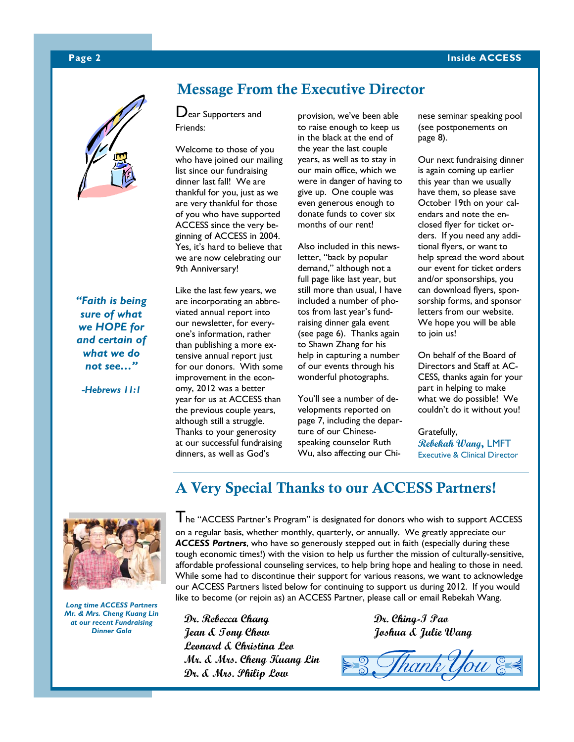## Message From the Executive Director

Dear Supporters and Friends:

Welcome to those of you who have joined our mailing list since our fundraising dinner last fall! We are thankful for you, just as we are very thankful for those of you who have supported ACCESS since the very beginning of ACCESS in 2004. Yes, it's hard to believe that we are now celebrating our 9th Anniversary!

Like the last few years, we are incorporating an abbreviated annual report into our newsletter, for everyone's information, rather than publishing a more extensive annual report just for our donors. With some improvement in the economy, 2012 was a better year for us at ACCESS than the previous couple years, although still a struggle. Thanks to your generosity at our successful fundraising dinners, as well as God's provision, we've been able to raise enough to keep us in the black at the end of the year the last couple years, as well as to stay in our main office, which we were in danger of having to give up. One couple was even generous enough to donate funds to cover six months of our rent!

Also included in this newsletter, "back by popular demand," although not a full page like last year, but still more than usual, I have included a number of photos from last year's fundraising dinner gala event (see page 6). Thanks again to Shawn Zhang for his help in capturing a number of our events through his wonderful photographs.

You'll see a number of developments reported on page 7, including the departure of our Chinese-speaking counselor Ruth Wu, also affecting our Chinese seminar speaking pool (see postponements on page 8).

Our next fundraising dinner is again coming up earlier this year than we usually have them, so please save October 19th on your calendars and note the enclosed flyer for ticket orders. If you need any additional flyers, or want to help spread the word about our event for ticket orders and/or sponsorships, you can download flyers, sponsorship forms, and sponsor letters from our website. We hope you will be able to join us!

On behalf of the Board of Directors and Staff at ACCESS, thanks again for your part in helping to make what we do possible! We couldn't do it without you!

Gratefully,
*Rebekah Wang*, LMFT
Executive & Clinical Director

***"Faith is being sure of what we HOPE for and certain of what we do not see…"***

***-Hebrews 11:1***

## A Very Special Thanks to our ACCESS Partners!

The "ACCESS Partner's Program" is designated for donors who wish to support ACCESS on a regular basis, whether monthly, quarterly, or annually. We greatly appreciate our ***ACCESS Partners***, who have so generously stepped out in faith (especially during these tough economic times!) with the vision to help us further the mission of culturally-sensitive, affordable professional counseling services, to help bring hope and healing to those in need. While some had to discontinue their support for various reasons, we want to acknowledge our ACCESS Partners listed below for continuing to support us during 2012. If you would like to become (or rejoin as) an ACCESS Partner, please call or email Rebekah Wang.

*Long time ACCESS Partners Mr. & Mrs. Cheng Kuang Lin at our recent Fundraising Dinner Gala*

*Dr. Rebecca Chang*
*Jean & Tony Chow*
*Leonard & Christina Leo*
*Mr. & Mrs. Cheng Kuang Lin*
*Dr. & Mrs. Philip Low*
*Dr. Ching-I Pao*
*Joshua & Julie Wang*

Thank You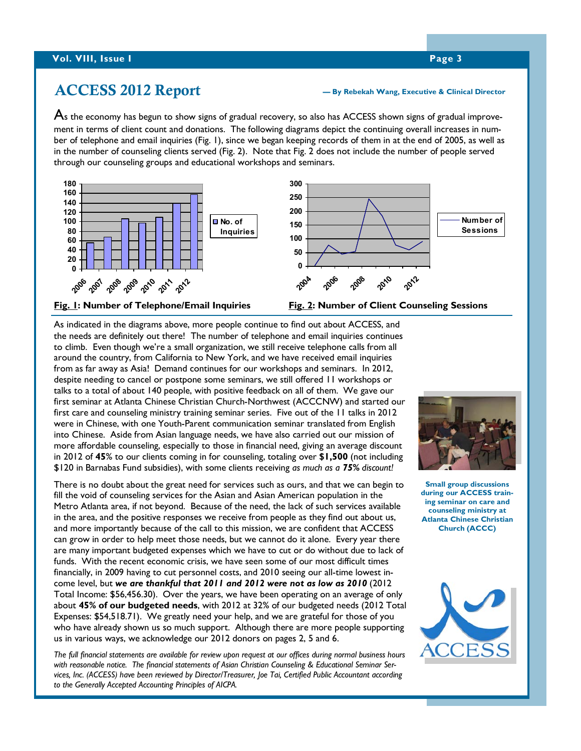## ACCESS 2012 Report

**— By Rebekah Wang, Executive & Clinical Director**

As the economy has begun to show signs of gradual recovery, so also has ACCESS shown signs of gradual improvement in terms of client count and donations. The following diagrams depict the continuing overall increases in number of telephone and email inquiries (Fig. 1), since we began keeping records of them in at the end of 2005, as well as in the number of counseling clients served (Fig. 2). Note that Fig. 2 does not include the number of people served through our counseling groups and educational workshops and seminars.

**Fig. 1: Number of Telephone/Email Inquiries**

**Fig. 2: Number of Client Counseling Sessions**

As indicated in the diagrams above, more people continue to find out about ACCESS, and the needs are definitely out there! The number of telephone and email inquiries continues to climb. Even though we're a small organization, we still receive telephone calls from all around the country, from California to New York, and we have received email inquiries from as far away as Asia! Demand continues for our workshops and seminars. In 2012, despite needing to cancel or postpone some seminars, we still offered 11 workshops or talks to a total of about 140 people, with positive feedback on all of them. We gave our first seminar at Atlanta Chinese Christian Church-Northwest (ACCCNW) and started our first care and counseling ministry training seminar series. Five out of the 11 talks in 2012 were in Chinese, with one Youth-Parent communication seminar translated from English into Chinese. Aside from Asian language needs, we have also carried out our mission of more affordable counseling, especially to those in financial need, giving an average discount in 2012 of **45**% to our clients coming in for counseling, totaling over **$1,500** (not including $120 in Barnabas Fund subsidies), with some clients receiving *as much as a **75%** discount!*

There is no doubt about the great need for services such as ours, and that we can begin to fill the void of counseling services for the Asian and Asian American population in the Metro Atlanta area, if not beyond. Because of the need, the lack of such services available in the area, and the positive responses we receive from people as they find out about us, and more importantly because of the call to this mission, we are confident that ACCESS can grow in order to help meet those needs, but we cannot do it alone. Every year there are many important budgeted expenses which we have to cut or do without due to lack of funds. With the recent economic crisis, we have seen some of our most difficult times financially, in 2009 having to cut personnel costs, and 2010 seeing our all-time lowest income level, but ***we are thankful that 2011 and 2012 were not as low as 2010*** (2012 Total Income: $56,456.30). Over the years, we have been operating on an average of only about **45% of our budgeted needs**, with 2012 at 32% of our budgeted needs (2012 Total Expenses: $54,518.71). We greatly need your help, and we are grateful for those of you who have already shown us so much support. Although there are more people supporting us in various ways, we acknowledge our 2012 donors on pages 2, 5 and 6.

*The full financial statements are available for review upon request at our offices during normal business hours with reasonable notice. The financial statements of Asian Christian Counseling & Educational Seminar Services, Inc. (ACCESS) have been reviewed by Director/Treasurer, Joe Tai, Certified Public Accountant according to the Generally Accepted Accounting Principles of AICPA.*

**Small group discussions during our ACCESS training seminar on care and counseling ministry at Atlanta Chinese Christian Church (ACCC)**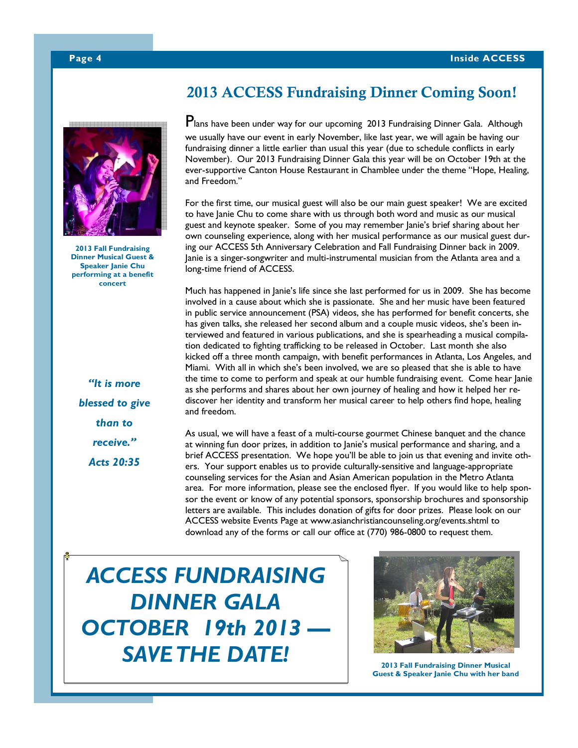## 2013 ACCESS Fundraising Dinner Coming Soon!

2013 Fall Fundraising Dinner Musical Guest & Speaker Janie Chu performing at a benefit concert

Plans have been under way for our upcoming 2013 Fundraising Dinner Gala. Although we usually have our event in early November, like last year, we will again be having our fundraising dinner a little earlier than usual this year (due to schedule conflicts in early November). Our 2013 Fundraising Dinner Gala this year will be on October 19th at the ever-supportive Canton House Restaurant in Chamblee under the theme "Hope, Healing, and Freedom."

For the first time, our musical guest will also be our main guest speaker! We are excited to have Janie Chu to come share with us through both word and music as our musical guest and keynote speaker. Some of you may remember Janie's brief sharing about her own counseling experience, along with her musical performance as our musical guest during our ACCESS 5th Anniversary Celebration and Fall Fundraising Dinner back in 2009. Janie is a singer-songwriter and multi-instrumental musician from the Atlanta area and a long-time friend of ACCESS.

Much has happened in Janie's life since she last performed for us in 2009. She has become involved in a cause about which she is passionate. She and her music have been featured in public service announcement (PSA) videos, she has performed for benefit concerts, she has given talks, she released her second album and a couple music videos, she's been interviewed and featured in various publications, and she is spearheading a musical compilation dedicated to fighting trafficking to be released in October. Last month she also kicked off a three month campaign, with benefit performances in Atlanta, Los Angeles, and Miami. With all in which she's been involved, we are so pleased that she is able to have the time to come to perform and speak at our humble fundraising event. Come hear Janie as she performs and shares about her own journey of healing and how it helped her rediscover her identity and transform her musical career to help others find hope, healing and freedom.

As usual, we will have a feast of a multi-course gourmet Chinese banquet and the chance at winning fun door prizes, in addition to Janie's musical performance and sharing, and a brief ACCESS presentation. We hope you'll be able to join us that evening and invite others. Your support enables us to provide culturally-sensitive and language-appropriate counseling services for the Asian and Asian American population in the Metro Atlanta area. For more information, please see the enclosed flyer. If you would like to help sponsor the event or know of any potential sponsors, sponsorship brochures and sponsorship letters are available. This includes donation of gifts for door prizes. Please look on our ACCESS website Events Page at www.asianchristiancounseling.org/events.shtml to download any of the forms or call our office at (770) 986-0800 to request them.

***"It is more blessed to give than to receive." Acts 20:35***

## *ACCESS FUNDRAISING DINNER GALA OCTOBER 19th 2013 — SAVE THE DATE!*

2013 Fall Fundraising Dinner Musical Guest & Speaker Janie Chu with her band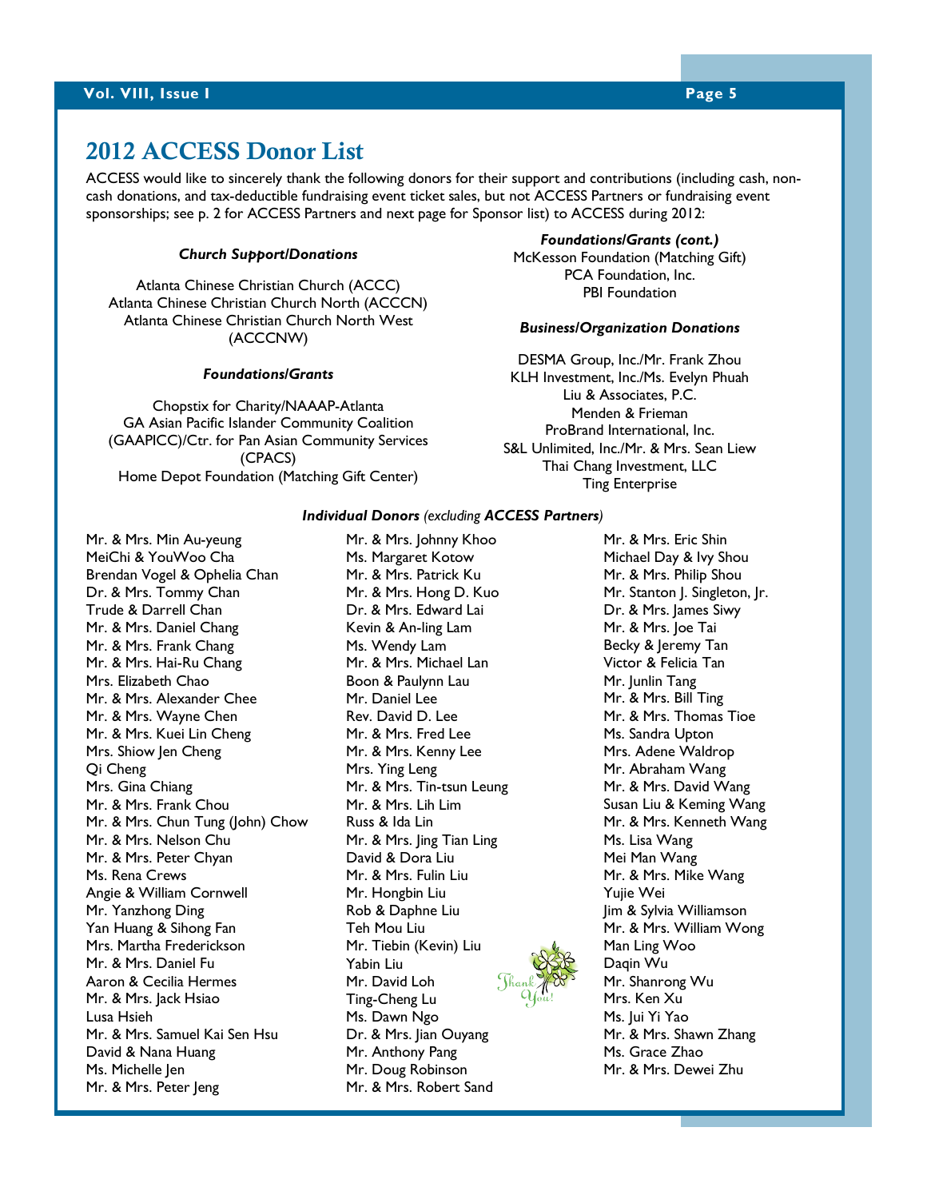## 2012 ACCESS Donor List

ACCESS would like to sincerely thank the following donors for their support and contributions (including cash, non-cash donations, and tax-deductible fundraising event ticket sales, but not ACCESS Partners or fundraising event sponsorships; see p. 2 for ACCESS Partners and next page for Sponsor list) to ACCESS during 2012:

***Church Support/Donations***

Atlanta Chinese Christian Church (ACCC)
Atlanta Chinese Christian Church North (ACCCN)
Atlanta Chinese Christian Church North West (ACCCNW)

***Foundations/Grants***

Chopstix for Charity/NAAAP-Atlanta
GA Asian Pacific Islander Community Coalition (GAAPICC)/Ctr. for Pan Asian Community Services (CPACS)
Home Depot Foundation (Matching Gift Center)

***Foundations/Grants (cont.)***

McKesson Foundation (Matching Gift)
PCA Foundation, Inc.
PBI Foundation

***Business/Organization Donations***

DESMA Group, Inc./Mr. Frank Zhou
KLH Investment, Inc./Ms. Evelyn Phuah
Liu & Associates, P.C.
Menden & Frieman
ProBrand International, Inc.
S&L Unlimited, Inc./Mr. & Mrs. Sean Liew
Thai Chang Investment, LLC
Ting Enterprise

***Individual Donors** (excluding **ACCESS Partners**)*

Mr. & Mrs. Min Au-yeung
MeiChi & YouWoo Cha
Brendan Vogel & Ophelia Chan
Dr. & Mrs. Tommy Chan
Trude & Darrell Chan
Mr. & Mrs. Daniel Chang
Mr. & Mrs. Frank Chang
Mr. & Mrs. Hai-Ru Chang
Mrs. Elizabeth Chao
Mr. & Mrs. Alexander Chee
Mr. & Mrs. Wayne Chen
Mr. & Mrs. Kuei Lin Cheng
Mrs. Shiow Jen Cheng
Qi Cheng
Mrs. Gina Chiang
Mr. & Mrs. Frank Chou
Mr. & Mrs. Chun Tung (John) Chow
Mr. & Mrs. Nelson Chu
Mr. & Mrs. Peter Chyan
Ms. Rena Crews
Angie & William Cornwell
Mr. Yanzhong Ding
Yan Huang & Sihong Fan
Mrs. Martha Frederickson
Mr. & Mrs. Daniel Fu
Aaron & Cecilia Hermes
Mr. & Mrs. Jack Hsiao
Lusa Hsieh
Mr. & Mrs. Samuel Kai Sen Hsu
David & Nana Huang
Ms. Michelle Jen
Mr. & Mrs. Peter Jeng
Mr. & Mrs. Johnny Khoo
Ms. Margaret Kotow
Mr. & Mrs. Patrick Ku
Mr. & Mrs. Hong D. Kuo
Dr. & Mrs. Edward Lai
Kevin & An-ling Lam
Ms. Wendy Lam
Mr. & Mrs. Michael Lan
Boon & Paulynn Lau
Mr. Daniel Lee
Rev. David D. Lee
Mr. & Mrs. Fred Lee
Mr. & Mrs. Kenny Lee
Mrs. Ying Leng
Mr. & Mrs. Tin-tsun Leung
Mr. & Mrs. Lih Lim
Russ & Ida Lin
Mr. & Mrs. Jing Tian Ling
David & Dora Liu
Mr. & Mrs. Fulin Liu
Mr. Hongbin Liu
Rob & Daphne Liu
Teh Mou Liu
Mr. Tiebin (Kevin) Liu
Yabin Liu
Mr. David Loh
Ting-Cheng Lu
Ms. Dawn Ngo
Dr. & Mrs. Jian Ouyang
Mr. Anthony Pang
Mr. Doug Robinson
Mr. & Mrs. Robert Sand
Mr. & Mrs. Eric Shin
Michael Day & Ivy Shou
Mr. & Mrs. Philip Shou
Mr. Stanton J. Singleton, Jr.
Dr. & Mrs. James Siwy
Mr. & Mrs. Joe Tai
Becky & Jeremy Tan
Victor & Felicia Tan
Mr. Junlin Tang
Mr. & Mrs. Bill Ting
Mr. & Mrs. Thomas Tioe
Ms. Sandra Upton
Mrs. Adene Waldrop
Mr. Abraham Wang
Mr. & Mrs. David Wang
Susan Liu & Keming Wang
Mr. & Mrs. Kenneth Wang
Ms. Lisa Wang
Mei Man Wang
Mr. & Mrs. Mike Wang
Yujie Wei
Jim & Sylvia Williamson
Mr. & Mrs. William Wong
Man Ling Woo
Daqin Wu
Mr. Shanrong Wu
Mrs. Ken Xu
Ms. Jui Yi Yao
Mr. & Mrs. Shawn Zhang
Ms. Grace Zhao
Mr. & Mrs. Dewei Zhu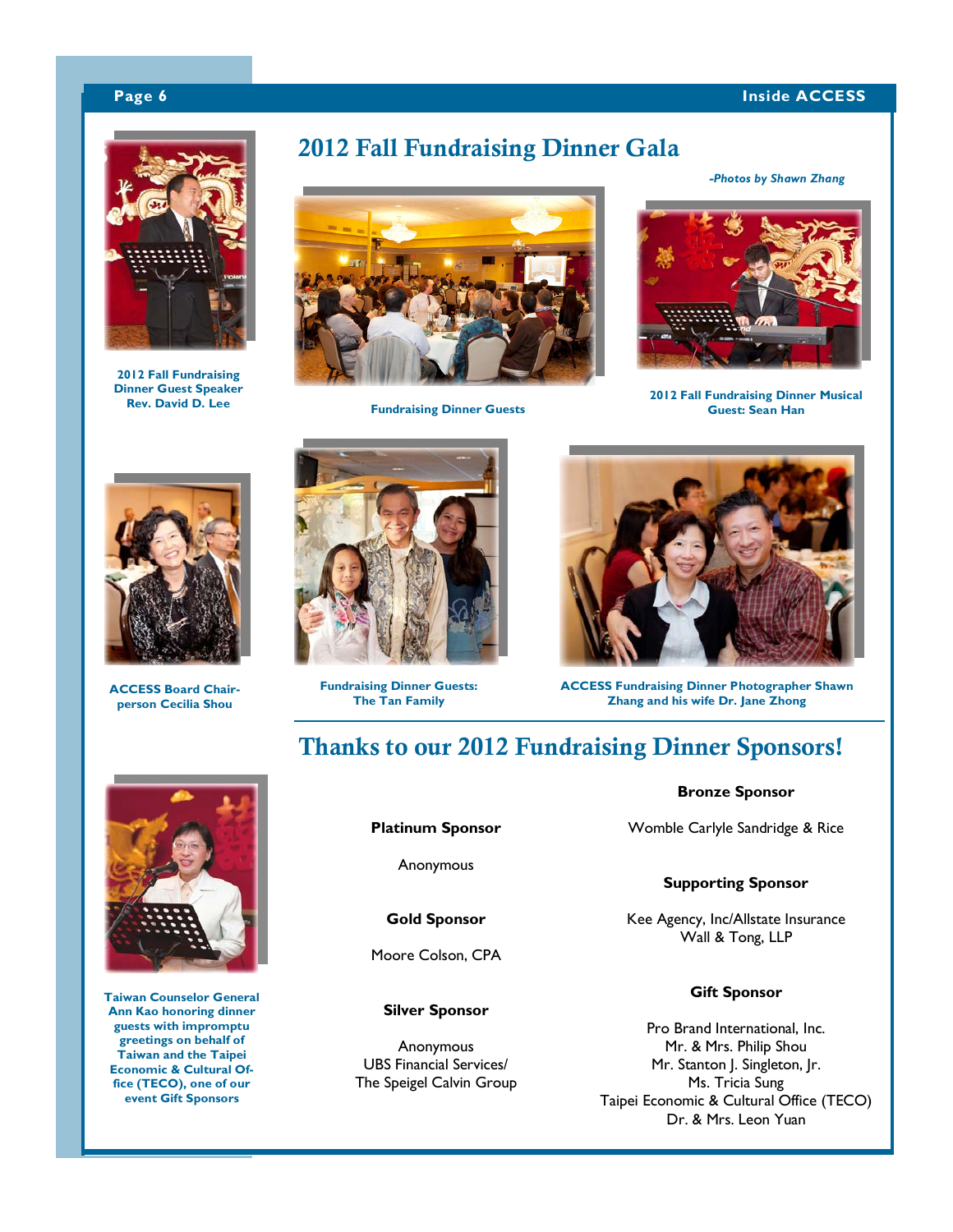## 2012 Fall Fundraising Dinner Gala

*-Photos by Shawn Zhang*

**2012 Fall Fundraising Dinner Guest Speaker Rev. David D. Lee**

**Fundraising Dinner Guests**

**2012 Fall Fundraising Dinner Musical Guest: Sean Han**

**ACCESS Board Chairperson Cecilia Shou**

**Fundraising Dinner Guests: The Tan Family**

**ACCESS Fundraising Dinner Photographer Shawn Zhang and his wife Dr. Jane Zhong**

## Thanks to our 2012 Fundraising Dinner Sponsors!

**Taiwan Counselor General Ann Kao honoring dinner guests with impromptu greetings on behalf of Taiwan and the Taipei Economic & Cultural Office (TECO), one of our event Gift Sponsors**

**Platinum Sponsor**

Anonymous

**Gold Sponsor**

Moore Colson, CPA

**Silver Sponsor**

Anonymous
UBS Financial Services/
The Speigel Calvin Group

**Bronze Sponsor**

Womble Carlyle Sandridge & Rice

**Supporting Sponsor**

Kee Agency, Inc/Allstate Insurance
Wall & Tong, LLP

**Gift Sponsor**

Pro Brand International, Inc.
Mr. & Mrs. Philip Shou
Mr. Stanton J. Singleton, Jr.
Ms. Tricia Sung
Taipei Economic & Cultural Office (TECO)
Dr. & Mrs. Leon Yuan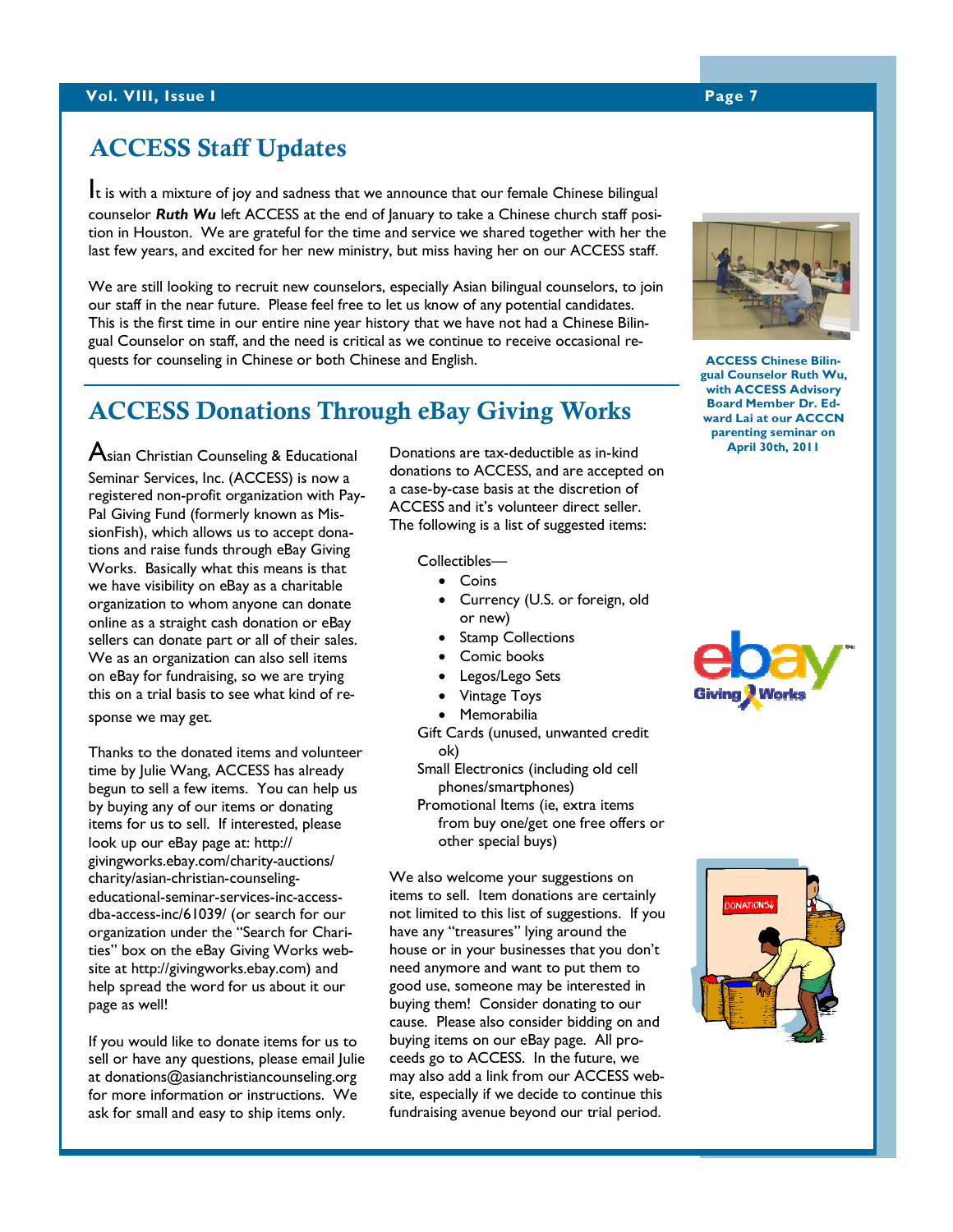## ACCESS Staff Updates

It is with a mixture of joy and sadness that we announce that our female Chinese bilingual counselor ***Ruth Wu*** left ACCESS at the end of January to take a Chinese church staff position in Houston. We are grateful for the time and service we shared together with her the last few years, and excited for her new ministry, but miss having her on our ACCESS staff.

We are still looking to recruit new counselors, especially Asian bilingual counselors, to join our staff in the near future. Please feel free to let us know of any potential candidates. This is the first time in our entire nine year history that we have not had a Chinese Bilingual Counselor on staff, and the need is critical as we continue to receive occasional requests for counseling in Chinese or both Chinese and English.

**ACCESS Chinese Bilingual Counselor Ruth Wu, with ACCESS Advisory Board Member Dr. Edward Lai at our ACCCN parenting seminar on April 30th, 2011**

## ACCESS Donations Through eBay Giving Works

Asian Christian Counseling & Educational Seminar Services, Inc. (ACCESS) is now a registered non-profit organization with PayPal Giving Fund (formerly known as MissionFish), which allows us to accept donations and raise funds through eBay Giving Works. Basically what this means is that we have visibility on eBay as a charitable organization to whom anyone can donate online as a straight cash donation or eBay sellers can donate part or all of their sales. We as an organization can also sell items on eBay for fundraising, so we are trying this on a trial basis to see what kind of response we may get.

Thanks to the donated items and volunteer time by Julie Wang, ACCESS has already begun to sell a few items. You can help us by buying any of our items or donating items for us to sell. If interested, please look up our eBay page at: http://givingworks.ebay.com/charity-auctions/charity/asian-christian-counseling-educational-seminar-services-inc-access-dba-access-inc/61039/ (or search for our organization under the "Search for Charities" box on the eBay Giving Works website at http://givingworks.ebay.com) and help spread the word for us about it our page as well!

If you would like to donate items for us to sell or have any questions, please email Julie at donations@asianchristiancounseling.org for more information or instructions. We ask for small and easy to ship items only.

Donations are tax-deductible as in-kind donations to ACCESS, and are accepted on a case-by-case basis at the discretion of ACCESS and it's volunteer direct seller. The following is a list of suggested items:

Collectibles—

- Coins
- Currency (U.S. or foreign, old or new)
- Stamp Collections
- Comic books
- Legos/Lego Sets
- Vintage Toys
- Memorabilia

Gift Cards (unused, unwanted credit ok)

Small Electronics (including old cell phones/smartphones)

Promotional Items (ie, extra items from buy one/get one free offers or other special buys)

We also welcome your suggestions on items to sell. Item donations are certainly not limited to this list of suggestions. If you have any "treasures" lying around the house or in your businesses that you don't need anymore and want to put them to good use, someone may be interested in buying them! Consider donating to our cause. Please also consider bidding on and buying items on our eBay page. All proceeds go to ACCESS. In the future, we may also add a link from our ACCESS website, especially if we decide to continue this fundraising avenue beyond our trial period.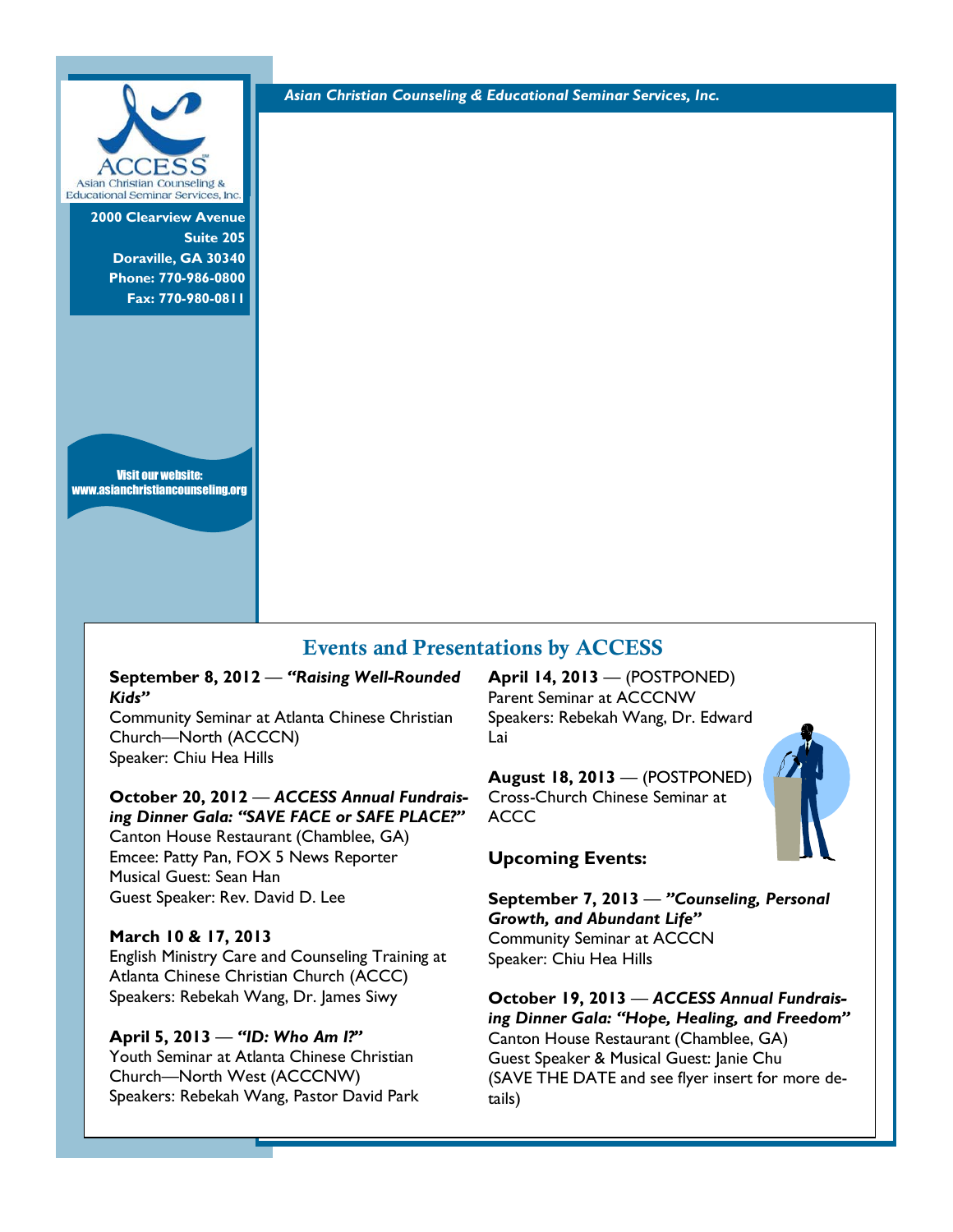ACCESS
Asian Christian Counseling & Educational Seminar Services, Inc.

**2000 Clearview Avenue**
**Suite 205**
**Doraville, GA 30340**
**Phone: 770-986-0800**
**Fax: 770-980-0811**

*Asian Christian Counseling & Educational Seminar Services, Inc.*

**Visit our website:**
**www.asianchristiancounseling.org**

## Events and Presentations by ACCESS

**September 8, 2012** — ***"Raising Well-Rounded Kids"***
Community Seminar at Atlanta Chinese Christian Church—North (ACCCN)
Speaker: Chiu Hea Hills

**October 20, 2012** — ***ACCESS Annual Fundraising Dinner Gala: "SAVE FACE or SAFE PLACE?"***
Canton House Restaurant (Chamblee, GA)
Emcee: Patty Pan, FOX 5 News Reporter
Musical Guest: Sean Han
Guest Speaker: Rev. David D. Lee

**March 10 & 17, 2013**
English Ministry Care and Counseling Training at Atlanta Chinese Christian Church (ACCC)
Speakers: Rebekah Wang, Dr. James Siwy

**April 5, 2013** — ***"ID: Who Am I?"***
Youth Seminar at Atlanta Chinese Christian Church—North West (ACCCNW)
Speakers: Rebekah Wang, Pastor David Park

**April 14, 2013** — (POSTPONED)
Parent Seminar at ACCCNW
Speakers: Rebekah Wang, Dr. Edward Lai

**August 18, 2013** — (POSTPONED)
Cross-Church Chinese Seminar at ACCC

### Upcoming Events:

**September 7, 2013** — ***"Counseling, Personal Growth, and Abundant Life"***
Community Seminar at ACCCN
Speaker: Chiu Hea Hills

**October 19, 2013** — ***ACCESS Annual Fundraising Dinner Gala: "Hope, Healing, and Freedom"***
Canton House Restaurant (Chamblee, GA)
Guest Speaker & Musical Guest: Janie Chu
(SAVE THE DATE and see flyer insert for more details)